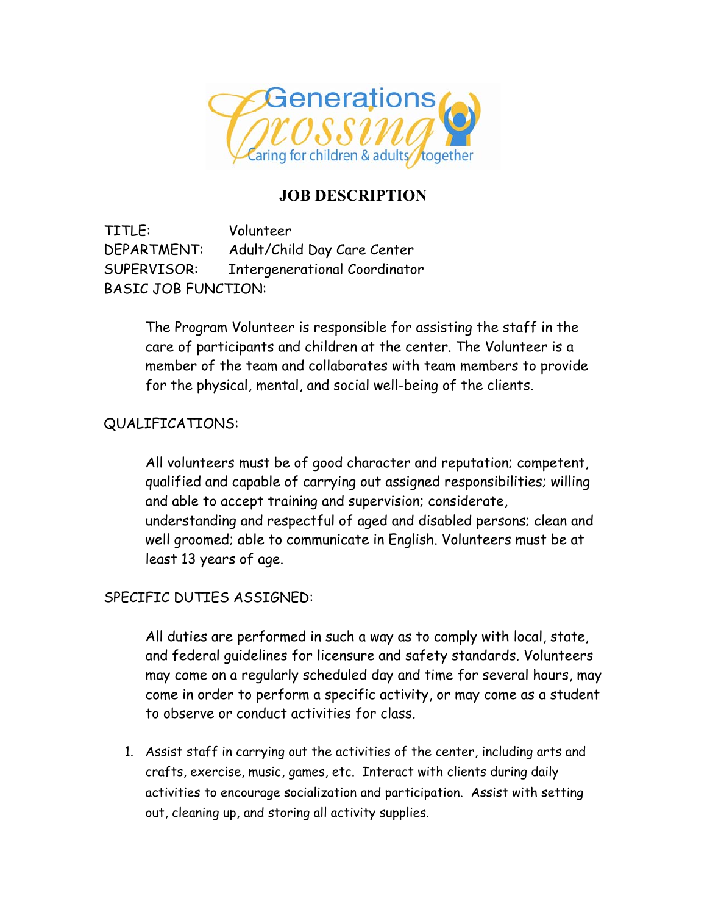Generations Crossing
Caring for children & adults together

# JOB DESCRIPTION

TITLE: Volunteer
DEPARTMENT: Adult/Child Day Care Center
SUPERVISOR: Intergenerational Coordinator
BASIC JOB FUNCTION:

The Program Volunteer is responsible for assisting the staff in the care of participants and children at the center. The Volunteer is a member of the team and collaborates with team members to provide for the physical, mental, and social well-being of the clients.

QUALIFICATIONS:

All volunteers must be of good character and reputation; competent, qualified and capable of carrying out assigned responsibilities; willing and able to accept training and supervision; considerate, understanding and respectful of aged and disabled persons; clean and well groomed; able to communicate in English. Volunteers must be at least 13 years of age.

SPECIFIC DUTIES ASSIGNED:

All duties are performed in such a way as to comply with local, state, and federal guidelines for licensure and safety standards. Volunteers may come on a regularly scheduled day and time for several hours, may come in order to perform a specific activity, or may come as a student to observe or conduct activities for class.

1. Assist staff in carrying out the activities of the center, including arts and crafts, exercise, music, games, etc. Interact with clients during daily activities to encourage socialization and participation. Assist with setting out, cleaning up, and storing all activity supplies.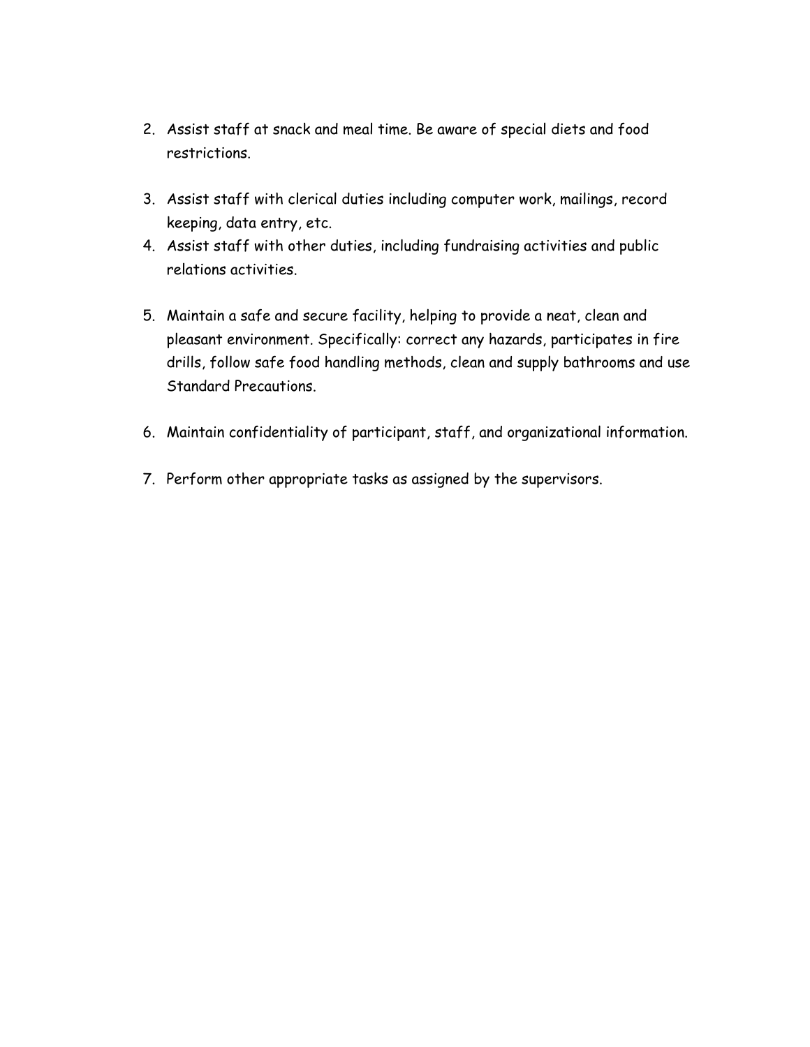2. Assist staff at snack and meal time. Be aware of special diets and food restrictions.

3. Assist staff with clerical duties including computer work, mailings, record keeping, data entry, etc.
4. Assist staff with other duties, including fundraising activities and public relations activities.

5. Maintain a safe and secure facility, helping to provide a neat, clean and pleasant environment. Specifically: correct any hazards, participates in fire drills, follow safe food handling methods, clean and supply bathrooms and use Standard Precautions.

6. Maintain confidentiality of participant, staff, and organizational information.

7. Perform other appropriate tasks as assigned by the supervisors.